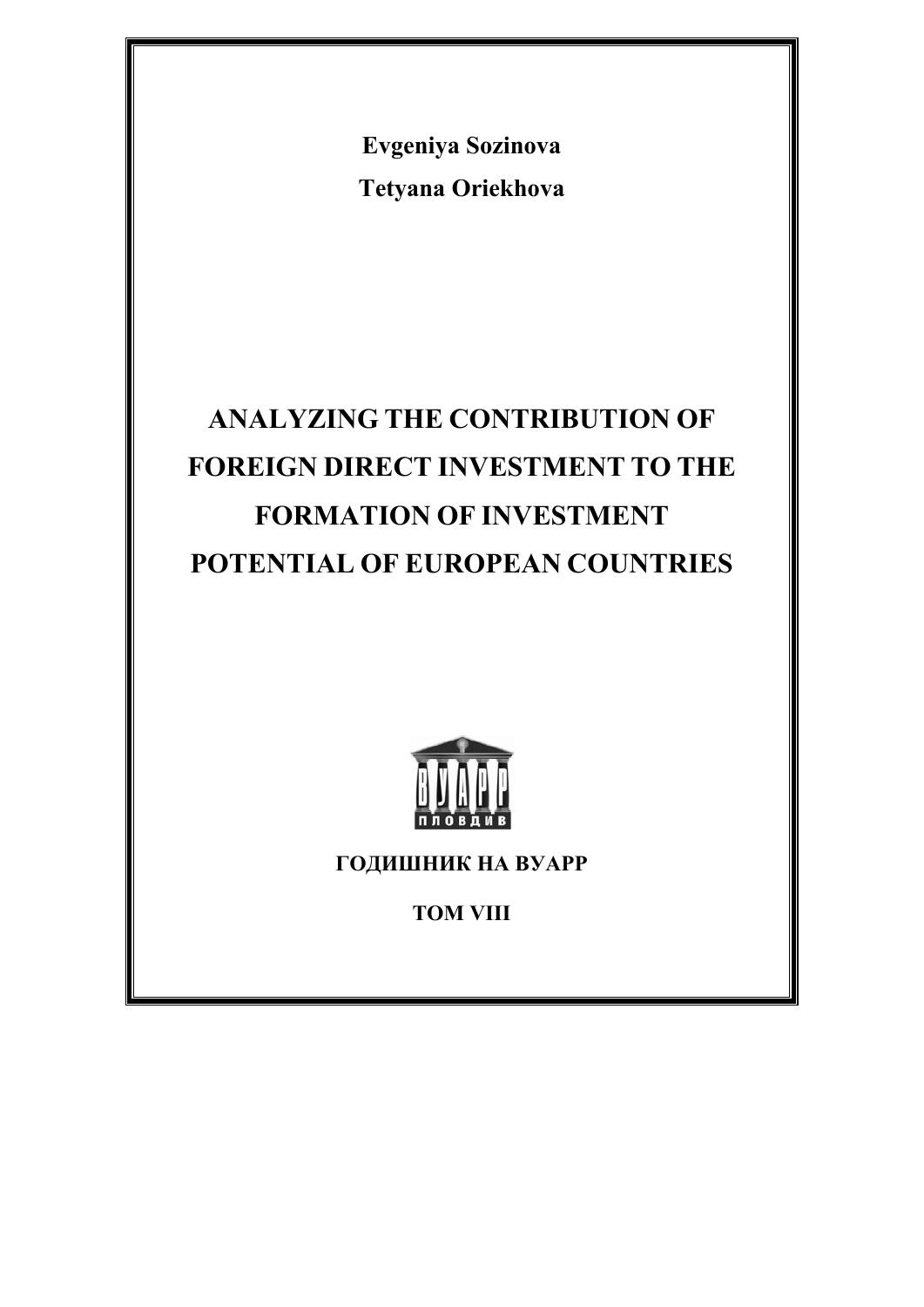**Evgeniya Sozinova**

**Tetyana Oriekhova**

# ANALYZING THE CONTRIBUTION OF FOREIGN DIRECT INVESTMENT TO THE FORMATION OF INVESTMENT POTENTIAL OF EUROPEAN COUNTRIES

ВУАРР

ПЛОВДИВ

**ГОДИШНИК НА ВУАРР**

**ТОМ VIII**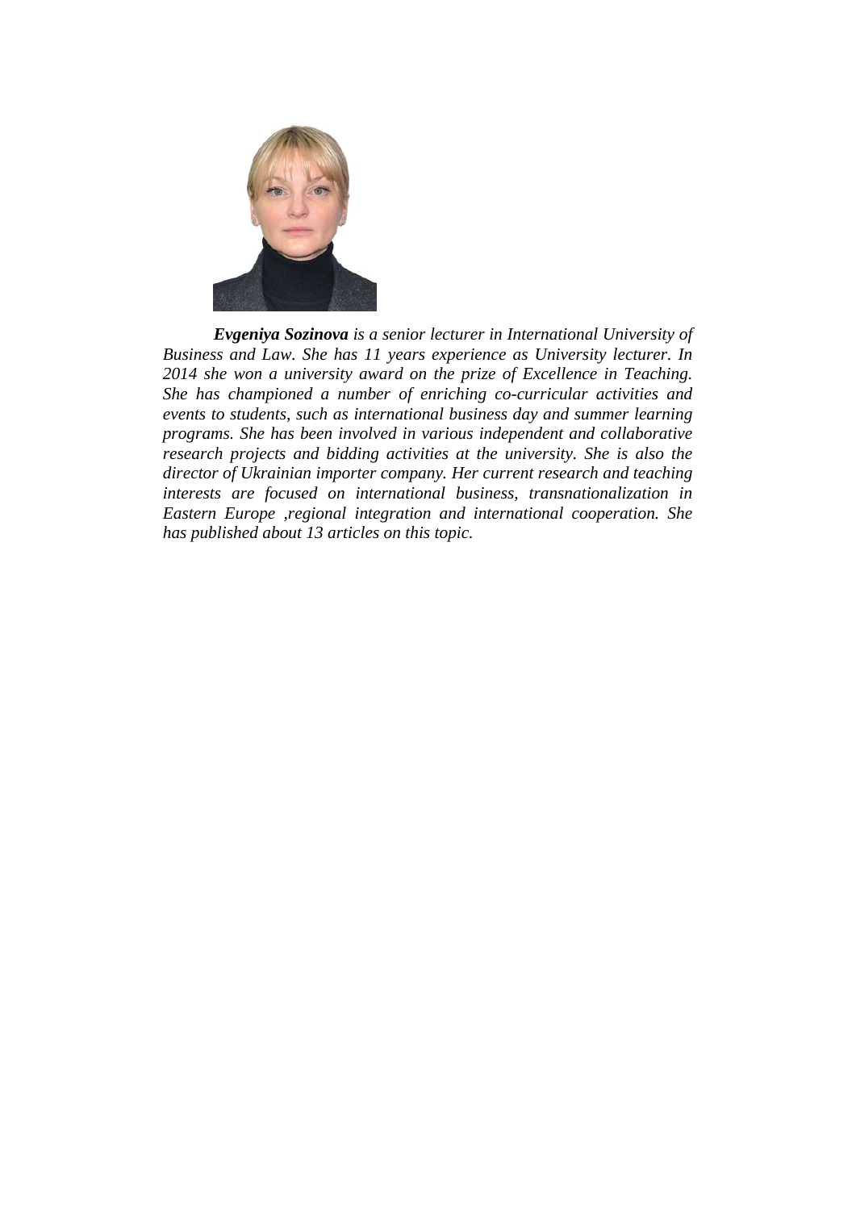***Evgeniya Sozinova*** *is a senior lecturer in International University of Business and Law. She has 11 years experience as University lecturer. In 2014 she won a university award on the prize of Excellence in Teaching. She has championed a number of enriching co-curricular activities and events to students, such as international business day and summer learning programs. She has been involved in various independent and collaborative research projects and bidding activities at the university. She is also the director of Ukrainian importer company. Her current research and teaching interests are focused on international business, transnationalization in Eastern Europe ,regional integration and international cooperation. She has published about 13 articles on this topic.*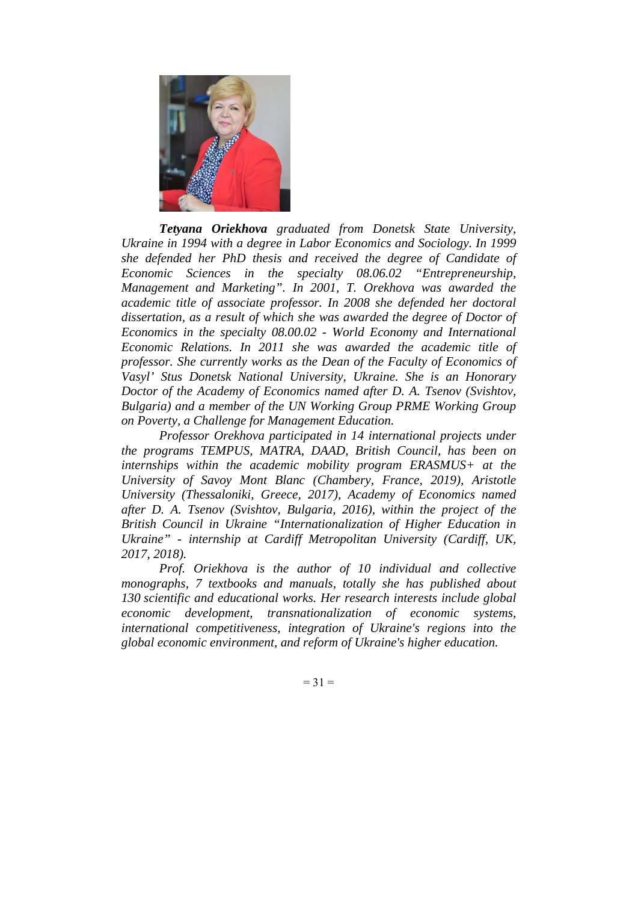***Tetyana Oriekhova*** *graduated from Donetsk State University, Ukraine in 1994 with a degree in Labor Economics and Sociology. In 1999 she defended her PhD thesis and received the degree of Candidate of Economic Sciences in the specialty 08.06.02 "Entrepreneurship, Management and Marketing". In 2001, T. Orekhova was awarded the academic title of associate professor. In 2008 she defended her doctoral dissertation, as a result of which she was awarded the degree of Doctor of Economics in the specialty 08.00.02 - World Economy and International Economic Relations. In 2011 she was awarded the academic title of professor. She currently works as the Dean of the Faculty of Economics of Vasyl' Stus Donetsk National University, Ukraine. She is an Honorary Doctor of the Academy of Economics named after D. A. Tsenov (Svishtov, Bulgaria) and a member of the UN Working Group PRME Working Group on Poverty, a Challenge for Management Education.*

*Professor Orekhova participated in 14 international projects under the programs TEMPUS, MATRA, DAAD, British Council, has been on internships within the academic mobility program ERASMUS+ at the University of Savoy Mont Blanc (Chambery, France, 2019), Aristotle University (Thessaloniki, Greece, 2017), Academy of Economics named after D. A. Tsenov (Svishtov, Bulgaria, 2016), within the project of the British Council in Ukraine "Internationalization of Higher Education in Ukraine" - internship at Cardiff Metropolitan University (Cardiff, UK, 2017, 2018).*

*Prof. Oriekhova is the author of 10 individual and collective monographs, 7 textbooks and manuals, totally she has published about 130 scientific and educational works. Her research interests include global economic development, transnationalization of economic systems, international competitiveness, integration of Ukraine's regions into the global economic environment, and reform of Ukraine's higher education.*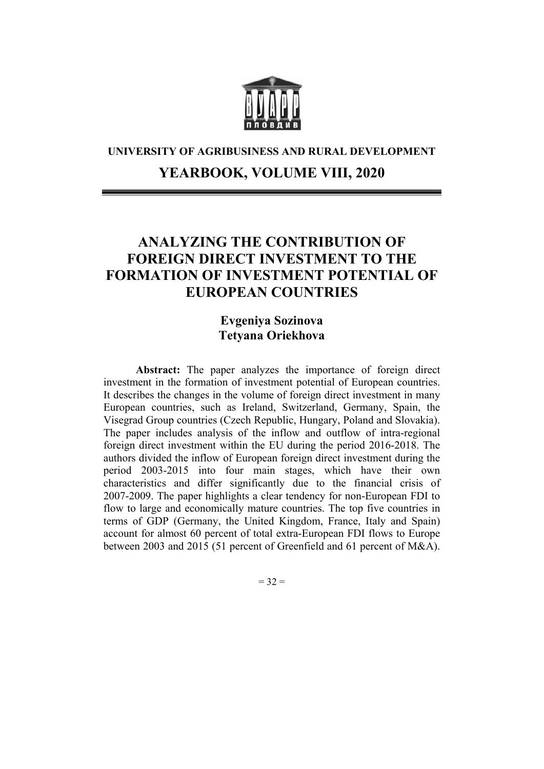**UNIVERSITY OF AGRIBUSINESS AND RURAL DEVELOPMENT**

**YEARBOOK, VOLUME VIII, 2020**

# ANALYZING THE CONTRIBUTION OF FOREIGN DIRECT INVESTMENT TO THE FORMATION OF INVESTMENT POTENTIAL OF EUROPEAN COUNTRIES

**Evgeniya Sozinova**
**Tetyana Oriekhova**

**Abstract:** The paper analyzes the importance of foreign direct investment in the formation of investment potential of European countries. It describes the changes in the volume of foreign direct investment in many European countries, such as Ireland, Switzerland, Germany, Spain, the Visegrad Group countries (Czech Republic, Hungary, Poland and Slovakia). The paper includes analysis of the inflow and outflow of intra-regional foreign direct investment within the EU during the period 2016-2018. The authors divided the inflow of European foreign direct investment during the period 2003-2015 into four main stages, which have their own characteristics and differ significantly due to the financial crisis of 2007-2009. The paper highlights a clear tendency for non-European FDI to flow to large and economically mature countries. The top five countries in terms of GDP (Germany, the United Kingdom, France, Italy and Spain) account for almost 60 percent of total extra-European FDI flows to Europe between 2003 and 2015 (51 percent of Greenfield and 61 percent of M&A).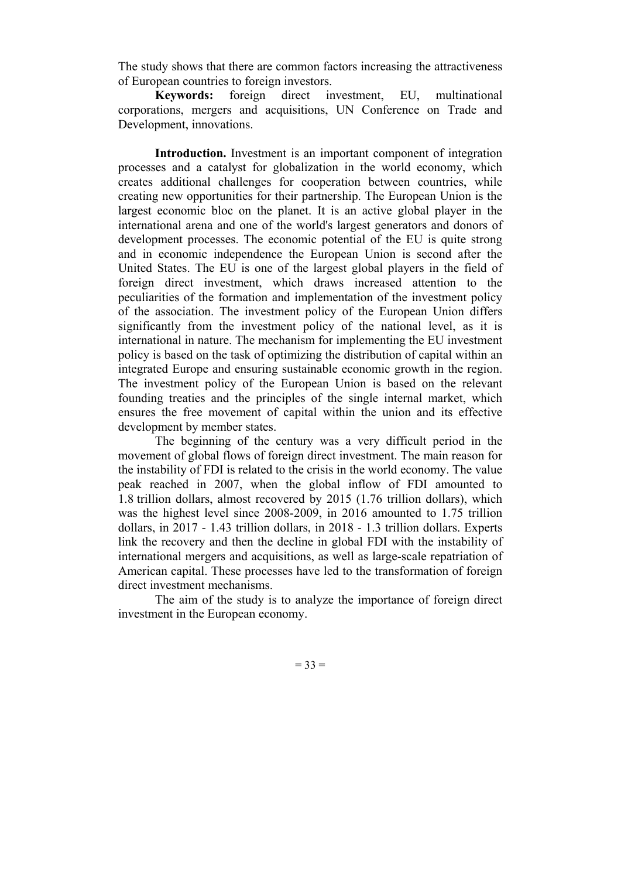The study shows that there are common factors increasing the attractiveness of European countries to foreign investors.

**Keywords:** foreign direct investment, EU, multinational corporations, mergers and acquisitions, UN Conference on Trade and Development, innovations.

**Introduction.** Investment is an important component of integration processes and a catalyst for globalization in the world economy, which creates additional challenges for cooperation between countries, while creating new opportunities for their partnership. The European Union is the largest economic bloc on the planet. It is an active global player in the international arena and one of the world's largest generators and donors of development processes. The economic potential of the EU is quite strong and in economic independence the European Union is second after the United States. The EU is one of the largest global players in the field of foreign direct investment, which draws increased attention to the peculiarities of the formation and implementation of the investment policy of the association. The investment policy of the European Union differs significantly from the investment policy of the national level, as it is international in nature. The mechanism for implementing the EU investment policy is based on the task of optimizing the distribution of capital within an integrated Europe and ensuring sustainable economic growth in the region. The investment policy of the European Union is based on the relevant founding treaties and the principles of the single internal market, which ensures the free movement of capital within the union and its effective development by member states.

The beginning of the century was a very difficult period in the movement of global flows of foreign direct investment. The main reason for the instability of FDI is related to the crisis in the world economy. The value peak reached in 2007, when the global inflow of FDI amounted to 1.8 trillion dollars, almost recovered by 2015 (1.76 trillion dollars), which was the highest level since 2008-2009, in 2016 amounted to 1.75 trillion dollars, in 2017 - 1.43 trillion dollars, in 2018 - 1.3 trillion dollars. Experts link the recovery and then the decline in global FDI with the instability of international mergers and acquisitions, as well as large-scale repatriation of American capital. These processes have led to the transformation of foreign direct investment mechanisms.

The aim of the study is to analyze the importance of foreign direct investment in the European economy.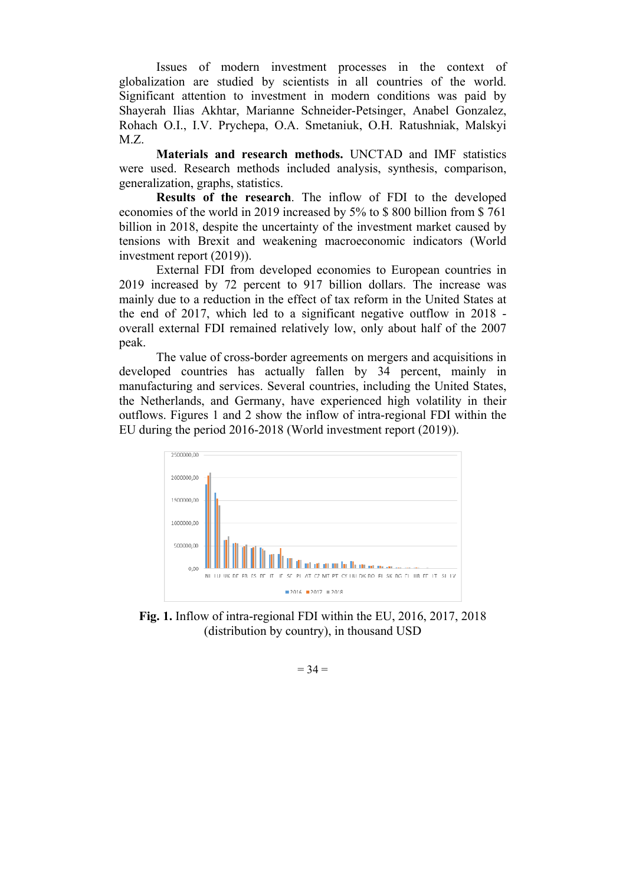Issues of modern investment processes in the context of globalization are studied by scientists in all countries of the world. Significant attention to investment in modern conditions was paid by Shayerah Ilias Akhtar, Marianne Schneider-Petsinger, Anabel Gonzalez, Rohach O.I., I.V. Prychepa, O.A. Smetaniuk, O.H. Ratushniak, Malskyi M.Z.

**Materials and research methods.** UNCTAD and IMF statistics were used. Research methods included analysis, synthesis, comparison, generalization, graphs, statistics.

**Results of the research**. The inflow of FDI to the developed economies of the world in 2019 increased by 5% to $ 800 billion from $ 761 billion in 2018, despite the uncertainty of the investment market caused by tensions with Brexit and weakening macroeconomic indicators (World investment report (2019)).

External FDI from developed economies to European countries in 2019 increased by 72 percent to 917 billion dollars. The increase was mainly due to a reduction in the effect of tax reform in the United States at the end of 2017, which led to a significant negative outflow in 2018 - overall external FDI remained relatively low, only about half of the 2007 peak.

The value of cross-border agreements on mergers and acquisitions in developed countries has actually fallen by 34 percent, mainly in manufacturing and services. Several countries, including the United States, the Netherlands, and Germany, have experienced high volatility in their outflows. Figures 1 and 2 show the inflow of intra-regional FDI within the EU during the period 2016-2018 (World investment report (2019)).

**Fig. 1.** Inflow of intra-regional FDI within the EU, 2016, 2017, 2018 (distribution by country), in thousand USD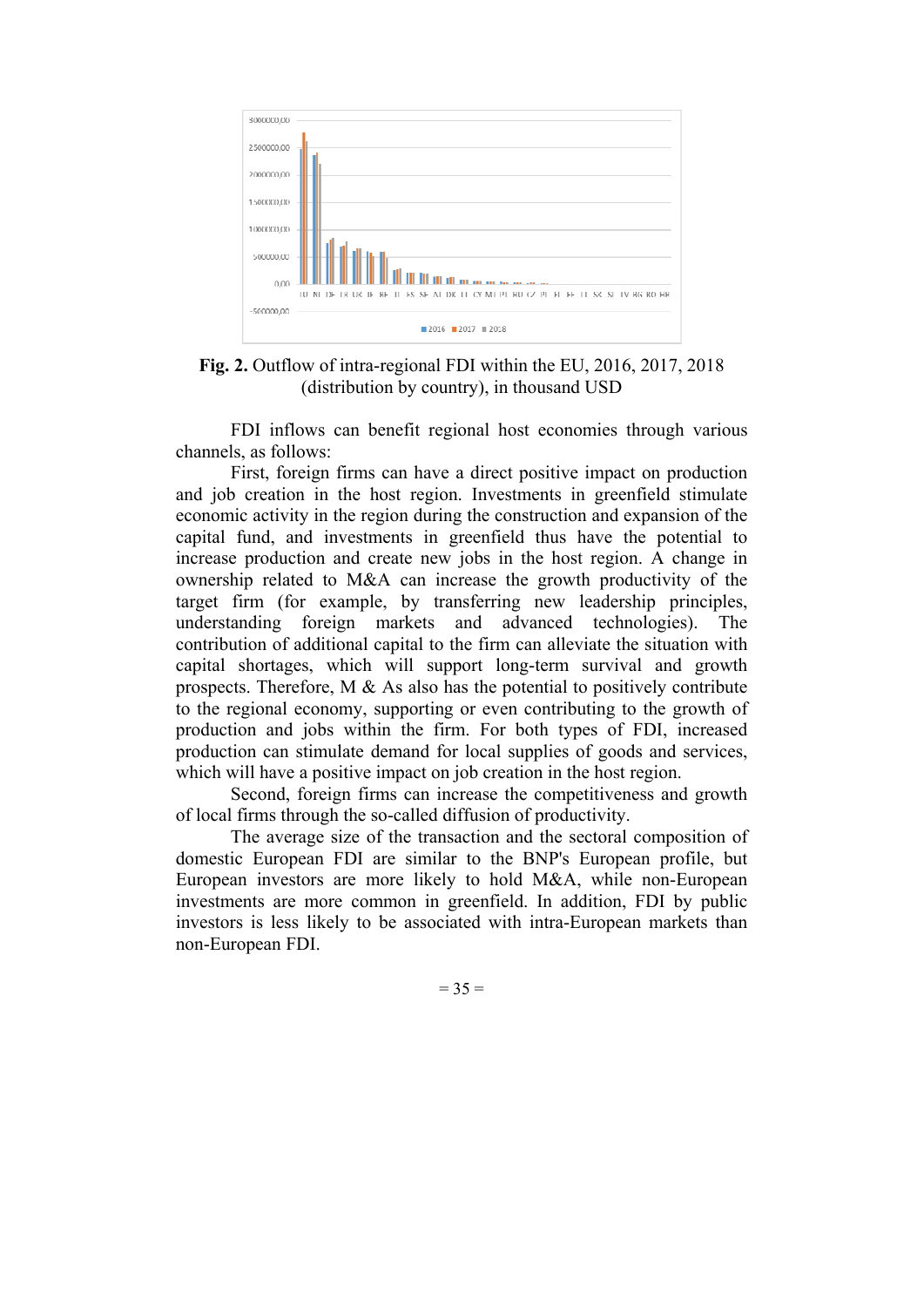**Fig. 2.** Outflow of intra-regional FDI within the EU, 2016, 2017, 2018 (distribution by country), in thousand USD

FDI inflows can benefit regional host economies through various channels, as follows:

First, foreign firms can have a direct positive impact on production and job creation in the host region. Investments in greenfield stimulate economic activity in the region during the construction and expansion of the capital fund, and investments in greenfield thus have the potential to increase production and create new jobs in the host region. A change in ownership related to M&A can increase the growth productivity of the target firm (for example, by transferring new leadership principles, understanding foreign markets and advanced technologies). The contribution of additional capital to the firm can alleviate the situation with capital shortages, which will support long-term survival and growth prospects. Therefore, M & As also has the potential to positively contribute to the regional economy, supporting or even contributing to the growth of production and jobs within the firm. For both types of FDI, increased production can stimulate demand for local supplies of goods and services, which will have a positive impact on job creation in the host region.

Second, foreign firms can increase the competitiveness and growth of local firms through the so-called diffusion of productivity.

The average size of the transaction and the sectoral composition of domestic European FDI are similar to the BNP's European profile, but European investors are more likely to hold M&A, while non-European investments are more common in greenfield. In addition, FDI by public investors is less likely to be associated with intra-European markets than non-European FDI.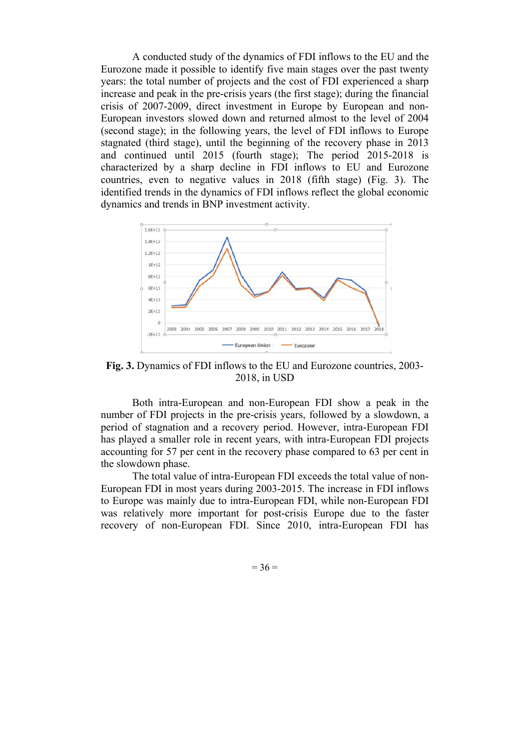A conducted study of the dynamics of FDI inflows to the EU and the Eurozone made it possible to identify five main stages over the past twenty years: the total number of projects and the cost of FDI experienced a sharp increase and peak in the pre-crisis years (the first stage); during the financial crisis of 2007-2009, direct investment in Europe by European and non-European investors slowed down and returned almost to the level of 2004 (second stage); in the following years, the level of FDI inflows to Europe stagnated (third stage), until the beginning of the recovery phase in 2013 and continued until 2015 (fourth stage); The period 2015-2018 is characterized by a sharp decline in FDI inflows to EU and Eurozone countries, even to negative values in 2018 (fifth stage) (Fig. 3). The identified trends in the dynamics of FDI inflows reflect the global economic dynamics and trends in BNP investment activity.

**Fig. 3.** Dynamics of FDI inflows to the EU and Eurozone countries, 2003-2018, in USD

Both intra-European and non-European FDI show a peak in the number of FDI projects in the pre-crisis years, followed by a slowdown, a period of stagnation and a recovery period. However, intra-European FDI has played a smaller role in recent years, with intra-European FDI projects accounting for 57 per cent in the recovery phase compared to 63 per cent in the slowdown phase.

The total value of intra-European FDI exceeds the total value of non-European FDI in most years during 2003-2015. The increase in FDI inflows to Europe was mainly due to intra-European FDI, while non-European FDI was relatively more important for post-crisis Europe due to the faster recovery of non-European FDI. Since 2010, intra-European FDI has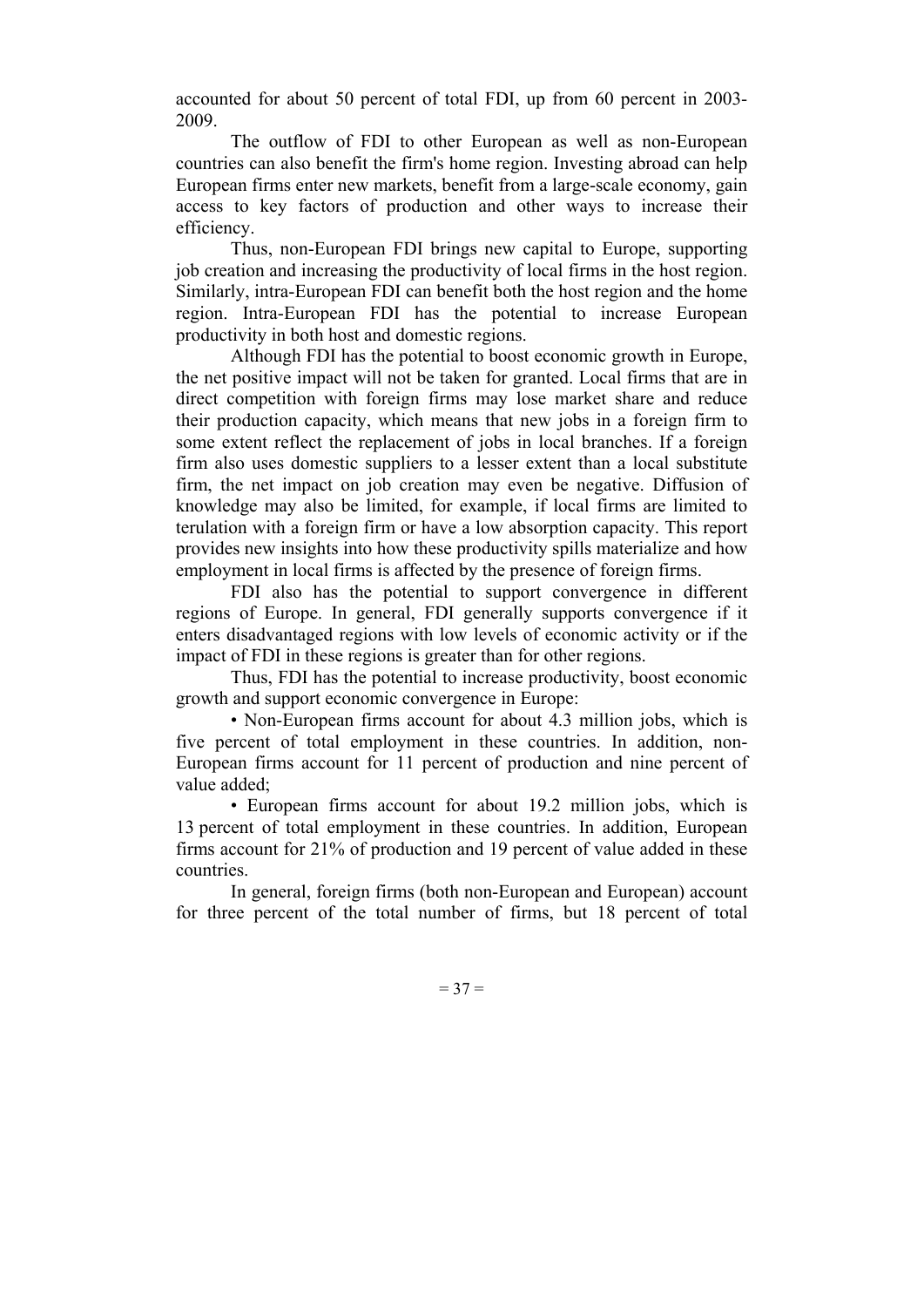accounted for about 50 percent of total FDI, up from 60 percent in 2003-2009.

The outflow of FDI to other European as well as non-European countries can also benefit the firm's home region. Investing abroad can help European firms enter new markets, benefit from a large-scale economy, gain access to key factors of production and other ways to increase their efficiency.

Thus, non-European FDI brings new capital to Europe, supporting job creation and increasing the productivity of local firms in the host region. Similarly, intra-European FDI can benefit both the host region and the home region. Intra-European FDI has the potential to increase European productivity in both host and domestic regions.

Although FDI has the potential to boost economic growth in Europe, the net positive impact will not be taken for granted. Local firms that are in direct competition with foreign firms may lose market share and reduce their production capacity, which means that new jobs in a foreign firm to some extent reflect the replacement of jobs in local branches. If a foreign firm also uses domestic suppliers to a lesser extent than a local substitute firm, the net impact on job creation may even be negative. Diffusion of knowledge may also be limited, for example, if local firms are limited to terulation with a foreign firm or have a low absorption capacity. This report provides new insights into how these productivity spills materialize and how employment in local firms is affected by the presence of foreign firms.

FDI also has the potential to support convergence in different regions of Europe. In general, FDI generally supports convergence if it enters disadvantaged regions with low levels of economic activity or if the impact of FDI in these regions is greater than for other regions.

Thus, FDI has the potential to increase productivity, boost economic growth and support economic convergence in Europe:

• Non-European firms account for about 4.3 million jobs, which is five percent of total employment in these countries. In addition, non-European firms account for 11 percent of production and nine percent of value added;

• European firms account for about 19.2 million jobs, which is 13 percent of total employment in these countries. In addition, European firms account for 21% of production and 19 percent of value added in these countries.

In general, foreign firms (both non-European and European) account for three percent of the total number of firms, but 18 percent of total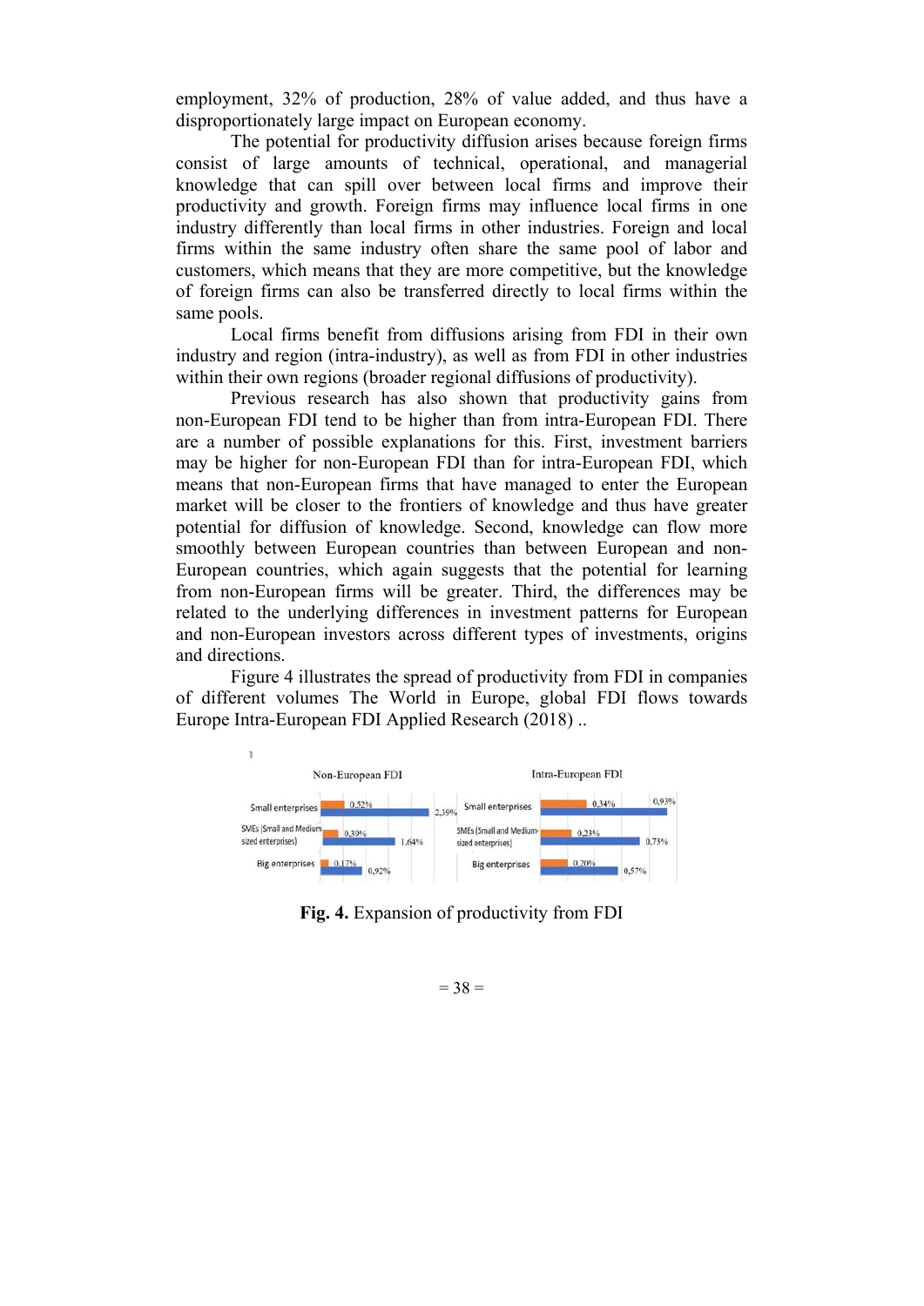employment, 32% of production, 28% of value added, and thus have a disproportionately large impact on European economy.

The potential for productivity diffusion arises because foreign firms consist of large amounts of technical, operational, and managerial knowledge that can spill over between local firms and improve their productivity and growth. Foreign firms may influence local firms in one industry differently than local firms in other industries. Foreign and local firms within the same industry often share the same pool of labor and customers, which means that they are more competitive, but the knowledge of foreign firms can also be transferred directly to local firms within the same pools.

Local firms benefit from diffusions arising from FDI in their own industry and region (intra-industry), as well as from FDI in other industries within their own regions (broader regional diffusions of productivity).

Previous research has also shown that productivity gains from non-European FDI tend to be higher than from intra-European FDI. There are a number of possible explanations for this. First, investment barriers may be higher for non-European FDI than for intra-European FDI, which means that non-European firms that have managed to enter the European market will be closer to the frontiers of knowledge and thus have greater potential for diffusion of knowledge. Second, knowledge can flow more smoothly between European countries than between European and non-European countries, which again suggests that the potential for learning from non-European firms will be greater. Third, the differences may be related to the underlying differences in investment patterns for European and non-European investors across different types of investments, origins and directions.

Figure 4 illustrates the spread of productivity from FDI in companies of different volumes The World in Europe, global FDI flows towards Europe Intra-European FDI Applied Research (2018) ..

| | Non-European FDI | | Intra-European FDI | |
|---|---|---|---|---|
| Small enterprises | 0,52% | 2,39% | 0,34% | 0,93% |
| SMEs (Small and Medium sized enterprises) | 0,39% | 1,64% | 0,23% | 0,73% |
| Big enterprises | 0,17% | 0,92% | 0,20% | 0,57% |

**Fig. 4.** Expansion of productivity from FDI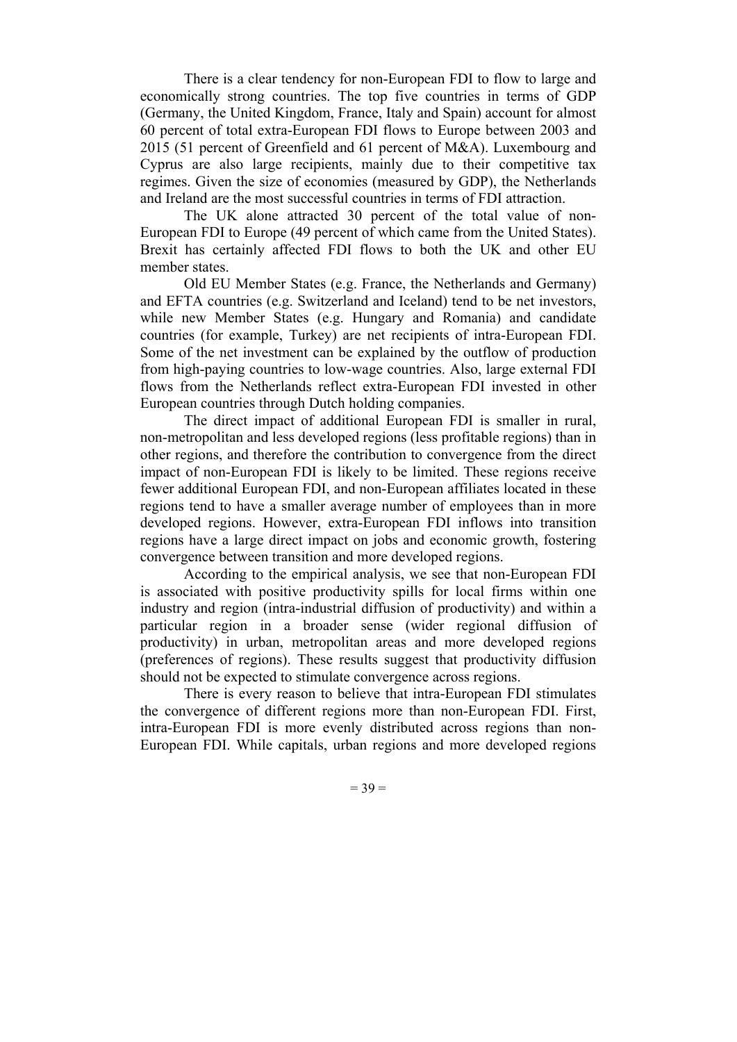There is a clear tendency for non-European FDI to flow to large and economically strong countries. The top five countries in terms of GDP (Germany, the United Kingdom, France, Italy and Spain) account for almost 60 percent of total extra-European FDI flows to Europe between 2003 and 2015 (51 percent of Greenfield and 61 percent of M&A). Luxembourg and Cyprus are also large recipients, mainly due to their competitive tax regimes. Given the size of economies (measured by GDP), the Netherlands and Ireland are the most successful countries in terms of FDI attraction.

The UK alone attracted 30 percent of the total value of non-European FDI to Europe (49 percent of which came from the United States). Brexit has certainly affected FDI flows to both the UK and other EU member states.

Old EU Member States (e.g. France, the Netherlands and Germany) and EFTA countries (e.g. Switzerland and Iceland) tend to be net investors, while new Member States (e.g. Hungary and Romania) and candidate countries (for example, Turkey) are net recipients of intra-European FDI. Some of the net investment can be explained by the outflow of production from high-paying countries to low-wage countries. Also, large external FDI flows from the Netherlands reflect extra-European FDI invested in other European countries through Dutch holding companies.

The direct impact of additional European FDI is smaller in rural, non-metropolitan and less developed regions (less profitable regions) than in other regions, and therefore the contribution to convergence from the direct impact of non-European FDI is likely to be limited. These regions receive fewer additional European FDI, and non-European affiliates located in these regions tend to have a smaller average number of employees than in more developed regions. However, extra-European FDI inflows into transition regions have a large direct impact on jobs and economic growth, fostering convergence between transition and more developed regions.

According to the empirical analysis, we see that non-European FDI is associated with positive productivity spills for local firms within one industry and region (intra-industrial diffusion of productivity) and within a particular region in a broader sense (wider regional diffusion of productivity) in urban, metropolitan areas and more developed regions (preferences of regions). These results suggest that productivity diffusion should not be expected to stimulate convergence across regions.

There is every reason to believe that intra-European FDI stimulates the convergence of different regions more than non-European FDI. First, intra-European FDI is more evenly distributed across regions than non-European FDI. While capitals, urban regions and more developed regions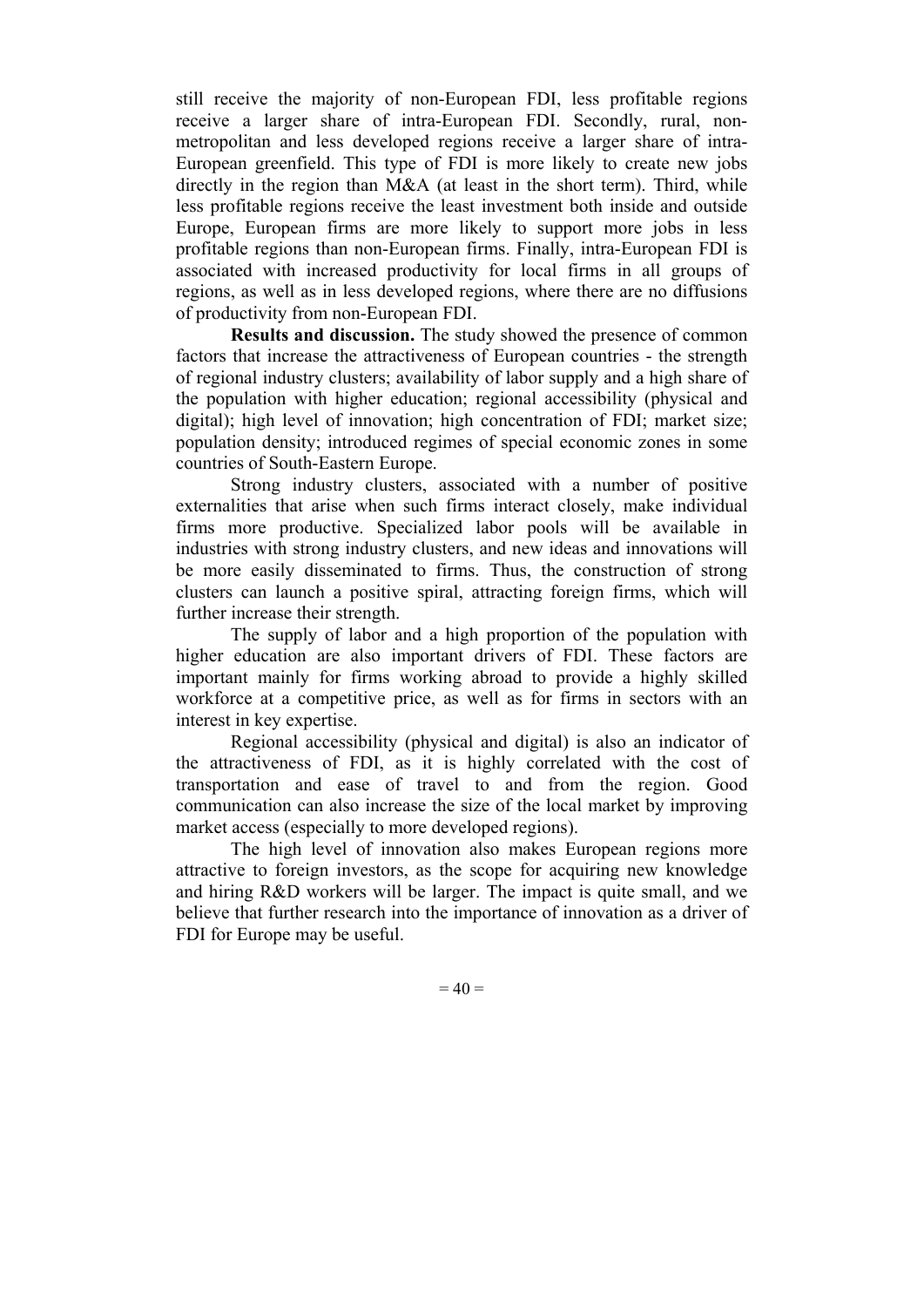still receive the majority of non-European FDI, less profitable regions receive a larger share of intra-European FDI. Secondly, rural, non-metropolitan and less developed regions receive a larger share of intra-European greenfield. This type of FDI is more likely to create new jobs directly in the region than M&A (at least in the short term). Third, while less profitable regions receive the least investment both inside and outside Europe, European firms are more likely to support more jobs in less profitable regions than non-European firms. Finally, intra-European FDI is associated with increased productivity for local firms in all groups of regions, as well as in less developed regions, where there are no diffusions of productivity from non-European FDI.

**Results and discussion.** The study showed the presence of common factors that increase the attractiveness of European countries - the strength of regional industry clusters; availability of labor supply and a high share of the population with higher education; regional accessibility (physical and digital); high level of innovation; high concentration of FDI; market size; population density; introduced regimes of special economic zones in some countries of South-Eastern Europe.

Strong industry clusters, associated with a number of positive externalities that arise when such firms interact closely, make individual firms more productive. Specialized labor pools will be available in industries with strong industry clusters, and new ideas and innovations will be more easily disseminated to firms. Thus, the construction of strong clusters can launch a positive spiral, attracting foreign firms, which will further increase their strength.

The supply of labor and a high proportion of the population with higher education are also important drivers of FDI. These factors are important mainly for firms working abroad to provide a highly skilled workforce at a competitive price, as well as for firms in sectors with an interest in key expertise.

Regional accessibility (physical and digital) is also an indicator of the attractiveness of FDI, as it is highly correlated with the cost of transportation and ease of travel to and from the region. Good communication can also increase the size of the local market by improving market access (especially to more developed regions).

The high level of innovation also makes European regions more attractive to foreign investors, as the scope for acquiring new knowledge and hiring R&D workers will be larger. The impact is quite small, and we believe that further research into the importance of innovation as a driver of FDI for Europe may be useful.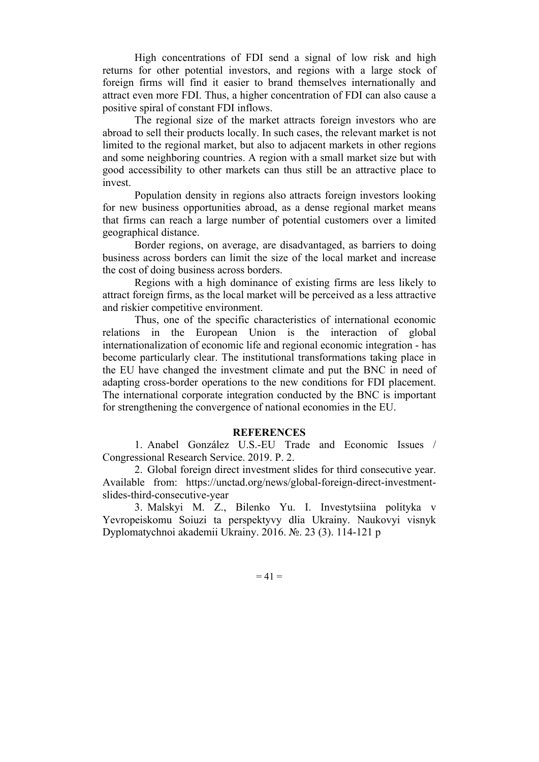High concentrations of FDI send a signal of low risk and high returns for other potential investors, and regions with a large stock of foreign firms will find it easier to brand themselves internationally and attract even more FDI. Thus, a higher concentration of FDI can also cause a positive spiral of constant FDI inflows.

The regional size of the market attracts foreign investors who are abroad to sell their products locally. In such cases, the relevant market is not limited to the regional market, but also to adjacent markets in other regions and some neighboring countries. A region with a small market size but with good accessibility to other markets can thus still be an attractive place to invest.

Population density in regions also attracts foreign investors looking for new business opportunities abroad, as a dense regional market means that firms can reach a large number of potential customers over a limited geographical distance.

Border regions, on average, are disadvantaged, as barriers to doing business across borders can limit the size of the local market and increase the cost of doing business across borders.

Regions with a high dominance of existing firms are less likely to attract foreign firms, as the local market will be perceived as a less attractive and riskier competitive environment.

Thus, one of the specific characteristics of international economic relations in the European Union is the interaction of global internationalization of economic life and regional economic integration - has become particularly clear. The institutional transformations taking place in the EU have changed the investment climate and put the BNC in need of adapting cross-border operations to the new conditions for FDI placement. The international corporate integration conducted by the BNC is important for strengthening the convergence of national economies in the EU.

## REFERENCES

1. Anabel González U.S.-EU Trade and Economic Issues / Congressional Research Service. 2019. P. 2.
2. Global foreign direct investment slides for third consecutive year. Available from: https://unctad.org/news/global-foreign-direct-investment-slides-third-consecutive-year
3. Malskyi M. Z., Bilenko Yu. I. Investytsiina polityka v Yevropeiskomu Soiuzi ta perspektyvy dlia Ukrainy. Naukovyi visnyk Dyplomatychnoi akademii Ukrainy. 2016. №. 23 (3). 114-121 p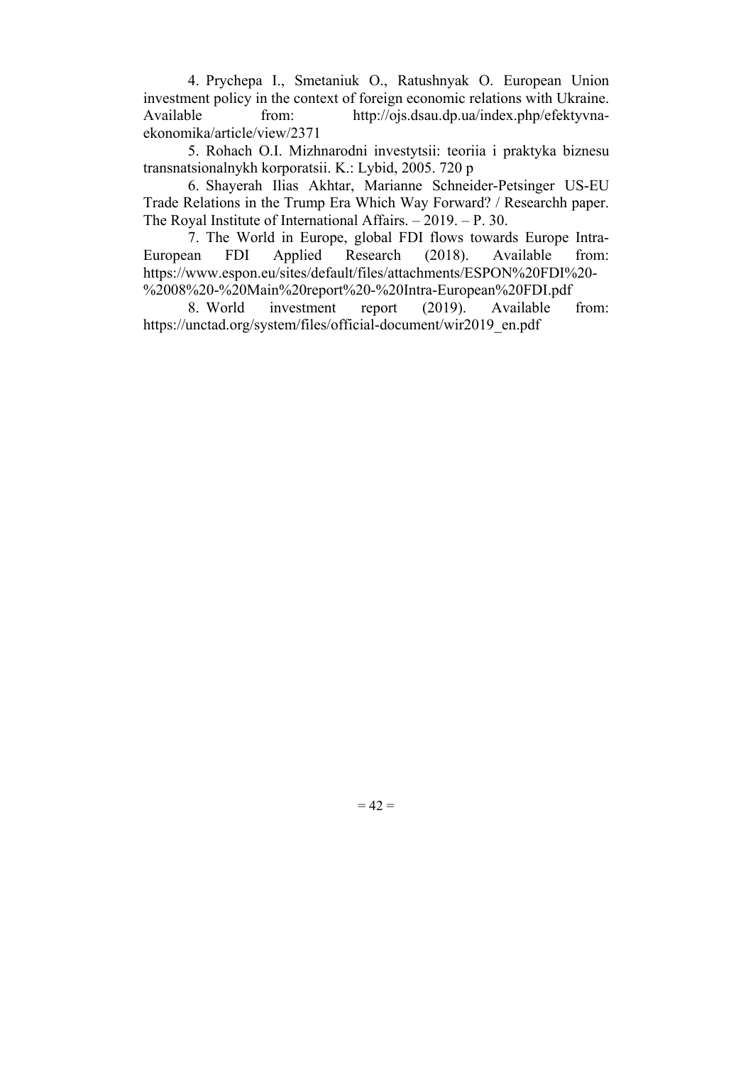4. Prychepa I., Smetaniuk O., Ratushnyak O. European Union investment policy in the context of foreign economic relations with Ukraine. Available from: http://ojs.dsau.dp.ua/index.php/efektyvna-ekonomika/article/view/2371

5. Rohach O.I. Mizhnarodni investytsii: teoriia i praktyka biznesu transnatsionalnykh korporatsii. K.: Lybid, 2005. 720 p

6. Shayerah Ilias Akhtar, Marianne Schneider-Petsinger US-EU Trade Relations in the Trump Era Which Way Forward? / Researchh paper. The Royal Institute of International Affairs. – 2019. – P. 30.

7. The World in Europe, global FDI flows towards Europe Intra-European FDI Applied Research (2018). Available from: https://www.espon.eu/sites/default/files/attachments/ESPON%20FDI%20-%2008%20-%20Main%20report%20-%20Intra-European%20FDI.pdf

8. World investment report (2019). Available from: https://unctad.org/system/files/official-document/wir2019_en.pdf